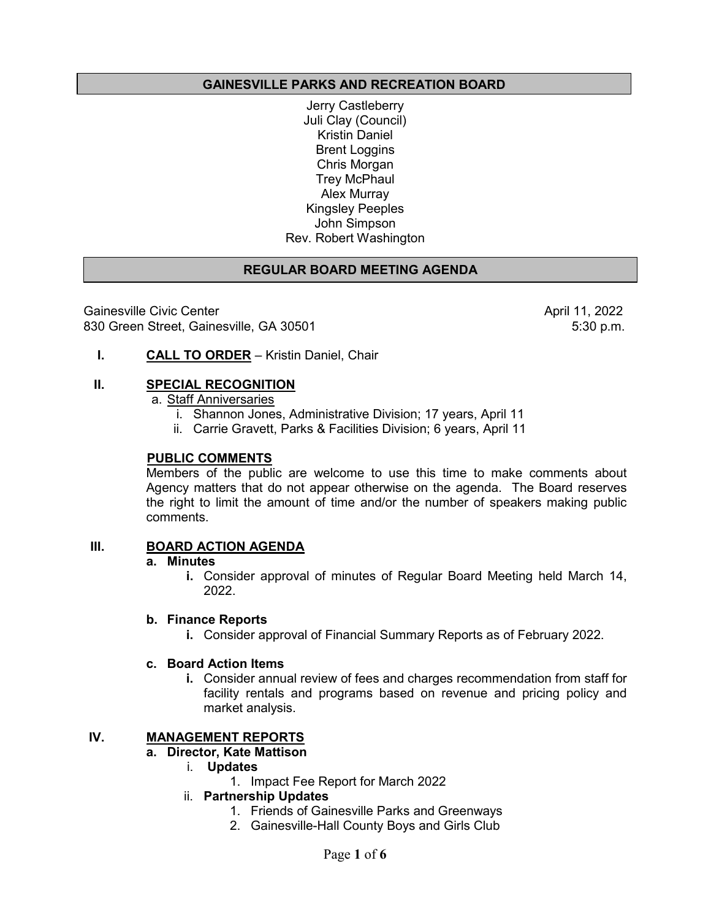# GAINESVILLE PARKS AND RECREATION BOARD

Jerry Castleberry
Juli Clay (Council)
Kristin Daniel
Brent Loggins
Chris Morgan
Trey McPhaul
Alex Murray
Kingsley Peeples
John Simpson
Rev. Robert Washington

## REGULAR BOARD MEETING AGENDA

Gainesville Civic Center
830 Green Street, Gainesville, GA 30501

April 11, 2022
5:30 p.m.

**I. CALL TO ORDER** – Kristin Daniel, Chair

**II. SPECIAL RECOGNITION**

a. Staff Anniversaries

i. Shannon Jones, Administrative Division; 17 years, April 11

ii. Carrie Gravett, Parks & Facilities Division; 6 years, April 11

**PUBLIC COMMENTS**

Members of the public are welcome to use this time to make comments about Agency matters that do not appear otherwise on the agenda. The Board reserves the right to limit the amount of time and/or the number of speakers making public comments.

**III. BOARD ACTION AGENDA**

**a. Minutes**

**i.** Consider approval of minutes of Regular Board Meeting held March 14, 2022.

**b. Finance Reports**

**i.** Consider approval of Financial Summary Reports as of February 2022.

**c. Board Action Items**

**i.** Consider annual review of fees and charges recommendation from staff for facility rentals and programs based on revenue and pricing policy and market analysis.

**IV. MANAGEMENT REPORTS**

**a. Director, Kate Mattison**

i. **Updates**

1. Impact Fee Report for March 2022

ii. **Partnership Updates**

1. Friends of Gainesville Parks and Greenways
2. Gainesville-Hall County Boys and Girls Club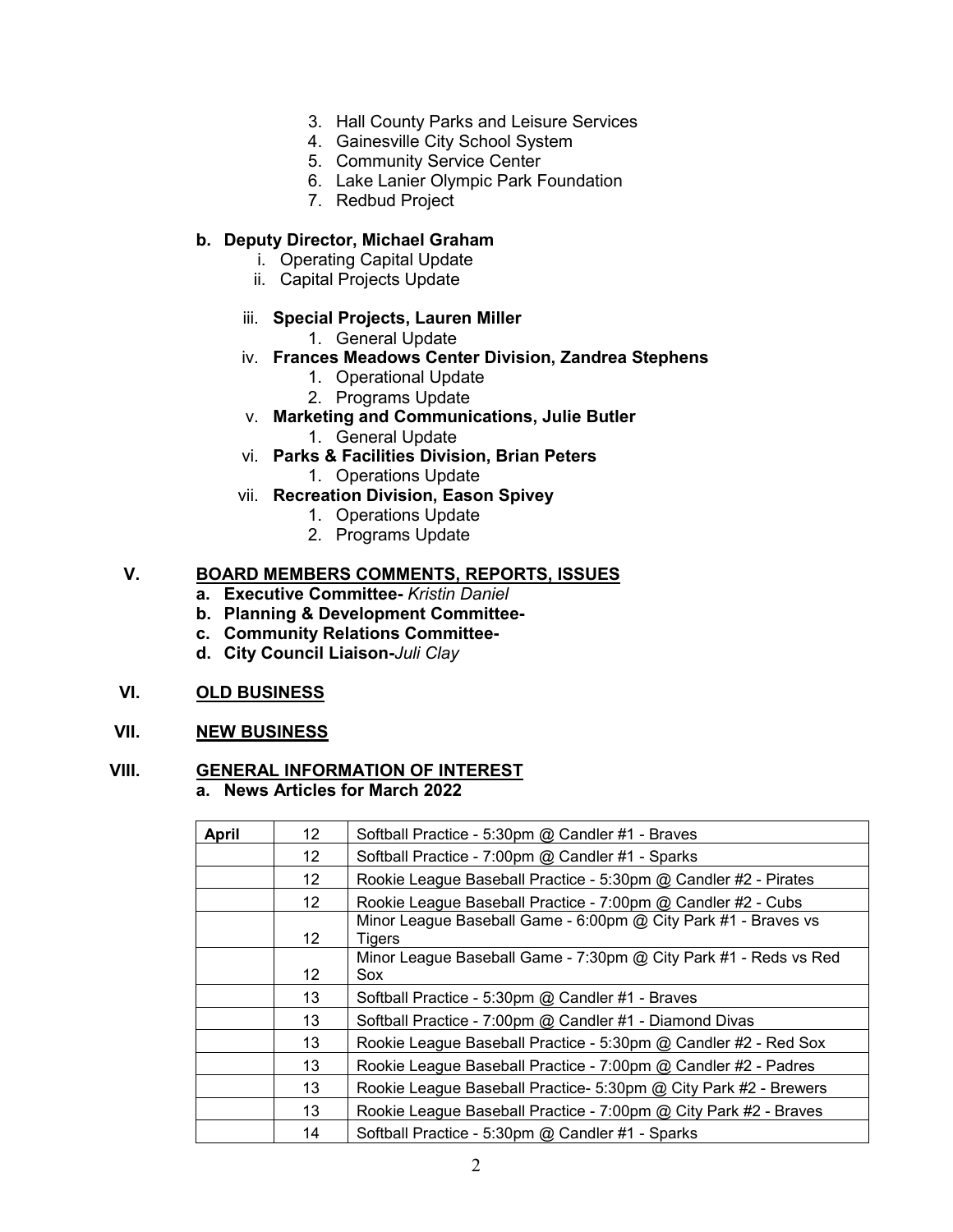3. Hall County Parks and Leisure Services
4. Gainesville City School System
5. Community Service Center
6. Lake Lanier Olympic Park Foundation
7. Redbud Project

**b. Deputy Director, Michael Graham**

i. Operating Capital Update

ii. Capital Projects Update

iii. **Special Projects, Lauren Miller**

1. General Update

iv. **Frances Meadows Center Division, Zandrea Stephens**

1. Operational Update
2. Programs Update

v. **Marketing and Communications, Julie Butler**

1. General Update

vi. **Parks & Facilities Division, Brian Peters**

1. Operations Update

vii. **Recreation Division, Eason Spivey**

1. Operations Update
2. Programs Update

## V. BOARD MEMBERS COMMENTS, REPORTS, ISSUES

**a. Executive Committee-** *Kristin Daniel*

**b. Planning & Development Committee-**

**c. Community Relations Committee-**

**d. City Council Liaison-***Juli Clay*

## VI. OLD BUSINESS

## VII. NEW BUSINESS

## VIII. GENERAL INFORMATION OF INTEREST

**a. News Articles for March 2022**

| April | 12 | Softball Practice - 5:30pm @ Candler #1 - Braves |
|---|---|---|
| | 12 | Softball Practice - 7:00pm @ Candler #1 - Sparks |
| | 12 | Rookie League Baseball Practice - 5:30pm @ Candler #2 - Pirates |
| | 12 | Rookie League Baseball Practice - 7:00pm @ Candler #2 - Cubs |
| | 12 | Minor League Baseball Game - 6:00pm @ City Park #1 - Braves vs Tigers |
| | 12 | Minor League Baseball Game - 7:30pm @ City Park #1 - Reds vs Red Sox |
| | 13 | Softball Practice - 5:30pm @ Candler #1 - Braves |
| | 13 | Softball Practice - 7:00pm @ Candler #1 - Diamond Divas |
| | 13 | Rookie League Baseball Practice - 5:30pm @ Candler #2 - Red Sox |
| | 13 | Rookie League Baseball Practice - 7:00pm @ Candler #2 - Padres |
| | 13 | Rookie League Baseball Practice- 5:30pm @ City Park #2 - Brewers |
| | 13 | Rookie League Baseball Practice - 7:00pm @ City Park #2 - Braves |
| | 14 | Softball Practice - 5:30pm @ Candler #1 - Sparks |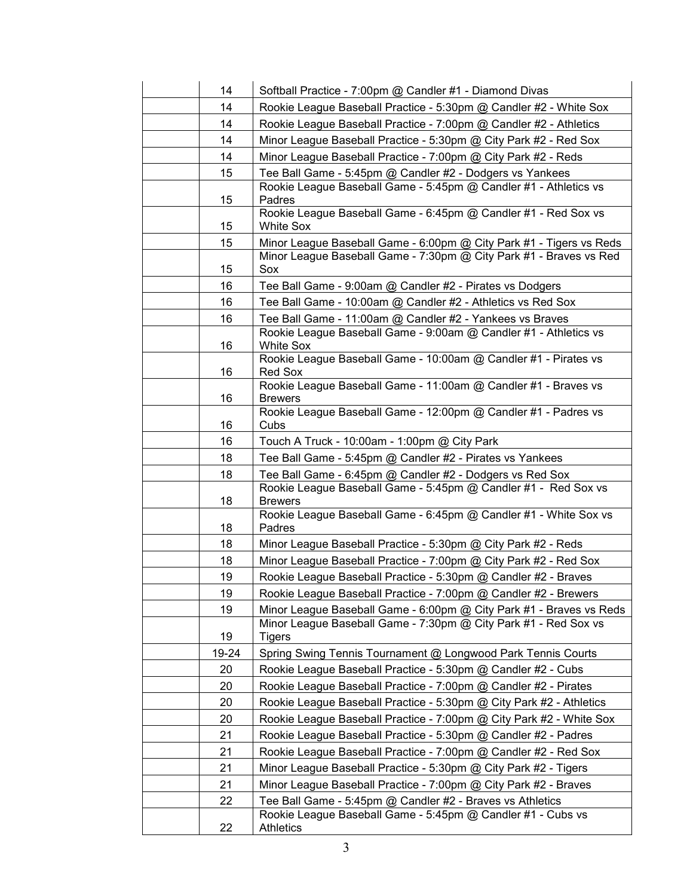| | | |
|---|---|---|
| | 14 | Softball Practice - 7:00pm @ Candler #1 - Diamond Divas |
| | 14 | Rookie League Baseball Practice - 5:30pm @ Candler #2 - White Sox |
| | 14 | Rookie League Baseball Practice - 7:00pm @ Candler #2 - Athletics |
| | 14 | Minor League Baseball Practice - 5:30pm @ City Park #2 - Red Sox |
| | 14 | Minor League Baseball Practice - 7:00pm @ City Park #2 - Reds |
| | 15 | Tee Ball Game - 5:45pm @ Candler #2 - Dodgers vs Yankees |
| | 15 | Rookie League Baseball Game - 5:45pm @ Candler #1 - Athletics vs Padres |
| | 15 | Rookie League Baseball Game - 6:45pm @ Candler #1 - Red Sox vs White Sox |
| | 15 | Minor League Baseball Game - 6:00pm @ City Park #1 - Tigers vs Reds |
| | 15 | Minor League Baseball Game - 7:30pm @ City Park #1 - Braves vs Red Sox |
| | 16 | Tee Ball Game - 9:00am @ Candler #2 - Pirates vs Dodgers |
| | 16 | Tee Ball Game - 10:00am @ Candler #2 - Athletics vs Red Sox |
| | 16 | Tee Ball Game - 11:00am @ Candler #2 - Yankees vs Braves |
| | 16 | Rookie League Baseball Game - 9:00am @ Candler #1 - Athletics vs White Sox |
| | 16 | Rookie League Baseball Game - 10:00am @ Candler #1 - Pirates vs Red Sox |
| | 16 | Rookie League Baseball Game - 11:00am @ Candler #1 - Braves vs Brewers |
| | 16 | Rookie League Baseball Game - 12:00pm @ Candler #1 - Padres vs Cubs |
| | 16 | Touch A Truck - 10:00am - 1:00pm @ City Park |
| | 18 | Tee Ball Game - 5:45pm @ Candler #2 - Pirates vs Yankees |
| | 18 | Tee Ball Game - 6:45pm @ Candler #2 - Dodgers vs Red Sox |
| | 18 | Rookie League Baseball Game - 5:45pm @ Candler #1 - Red Sox vs Brewers |
| | 18 | Rookie League Baseball Game - 6:45pm @ Candler #1 - White Sox vs Padres |
| | 18 | Minor League Baseball Practice - 5:30pm @ City Park #2 - Reds |
| | 18 | Minor League Baseball Practice - 7:00pm @ City Park #2 - Red Sox |
| | 19 | Rookie League Baseball Practice - 5:30pm @ Candler #2 - Braves |
| | 19 | Rookie League Baseball Practice - 7:00pm @ Candler #2 - Brewers |
| | 19 | Minor League Baseball Game - 6:00pm @ City Park #1 - Braves vs Reds |
| | 19 | Minor League Baseball Game - 7:30pm @ City Park #1 - Red Sox vs Tigers |
| | 19-24 | Spring Swing Tennis Tournament @ Longwood Park Tennis Courts |
| | 20 | Rookie League Baseball Practice - 5:30pm @ Candler #2 - Cubs |
| | 20 | Rookie League Baseball Practice - 7:00pm @ Candler #2 - Pirates |
| | 20 | Rookie League Baseball Practice - 5:30pm @ City Park #2 - Athletics |
| | 20 | Rookie League Baseball Practice - 7:00pm @ City Park #2 - White Sox |
| | 21 | Rookie League Baseball Practice - 5:30pm @ Candler #2 - Padres |
| | 21 | Rookie League Baseball Practice - 7:00pm @ Candler #2 - Red Sox |
| | 21 | Minor League Baseball Practice - 5:30pm @ City Park #2 - Tigers |
| | 21 | Minor League Baseball Practice - 7:00pm @ City Park #2 - Braves |
| | 22 | Tee Ball Game - 5:45pm @ Candler #2 - Braves vs Athletics |
| | 22 | Rookie League Baseball Game - 5:45pm @ Candler #1 - Cubs vs Athletics |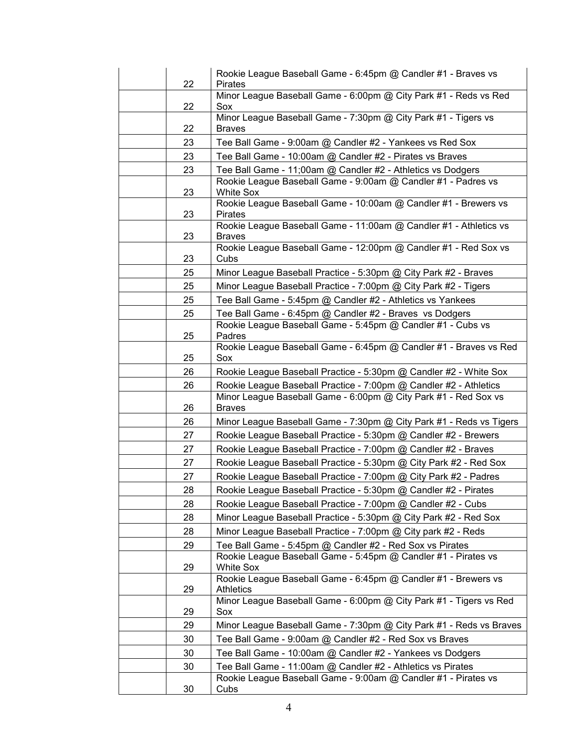| | | |
|---|---|---|
| | 22 | Rookie League Baseball Game - 6:45pm @ Candler #1 - Braves vs Pirates |
| | 22 | Minor League Baseball Game - 6:00pm @ City Park #1 - Reds vs Red Sox |
| | 22 | Minor League Baseball Game - 7:30pm @ City Park #1 - Tigers vs Braves |
| | 23 | Tee Ball Game - 9:00am @ Candler #2 - Yankees vs Red Sox |
| | 23 | Tee Ball Game - 10:00am @ Candler #2 - Pirates vs Braves |
| | 23 | Tee Ball Game - 11;00am @ Candler #2 - Athletics vs Dodgers |
| | 23 | Rookie League Baseball Game - 9:00am @ Candler #1 - Padres vs White Sox |
| | 23 | Rookie League Baseball Game - 10:00am @ Candler #1 - Brewers vs Pirates |
| | 23 | Rookie League Baseball Game - 11:00am @ Candler #1 - Athletics vs Braves |
| | 23 | Rookie League Baseball Game - 12:00pm @ Candler #1 - Red Sox vs Cubs |
| | 25 | Minor League Baseball Practice - 5:30pm @ City Park #2 - Braves |
| | 25 | Minor League Baseball Practice - 7:00pm @ City Park #2 - Tigers |
| | 25 | Tee Ball Game - 5:45pm @ Candler #2 - Athletics vs Yankees |
| | 25 | Tee Ball Game - 6:45pm @ Candler #2 - Braves vs Dodgers |
| | 25 | Rookie League Baseball Game - 5:45pm @ Candler #1 - Cubs vs Padres |
| | 25 | Rookie League Baseball Game - 6:45pm @ Candler #1 - Braves vs Red Sox |
| | 26 | Rookie League Baseball Practice - 5:30pm @ Candler #2 - White Sox |
| | 26 | Rookie League Baseball Practice - 7:00pm @ Candler #2 - Athletics |
| | 26 | Minor League Baseball Game - 6:00pm @ City Park #1 - Red Sox vs Braves |
| | 26 | Minor League Baseball Game - 7:30pm @ City Park #1 - Reds vs Tigers |
| | 27 | Rookie League Baseball Practice - 5:30pm @ Candler #2 - Brewers |
| | 27 | Rookie League Baseball Practice - 7:00pm @ Candler #2 - Braves |
| | 27 | Rookie League Baseball Practice - 5:30pm @ City Park #2 - Red Sox |
| | 27 | Rookie League Baseball Practice - 7:00pm @ City Park #2 - Padres |
| | 28 | Rookie League Baseball Practice - 5:30pm @ Candler #2 - Pirates |
| | 28 | Rookie League Baseball Practice - 7:00pm @ Candler #2 - Cubs |
| | 28 | Minor League Baseball Practice - 5:30pm @ City Park #2 - Red Sox |
| | 28 | Minor League Baseball Practice - 7:00pm @ City park #2 - Reds |
| | 29 | Tee Ball Game - 5:45pm @ Candler #2 - Red Sox vs Pirates |
| | 29 | Rookie League Baseball Game - 5:45pm @ Candler #1 - Pirates vs White Sox |
| | 29 | Rookie League Baseball Game - 6:45pm @ Candler #1 - Brewers vs Athletics |
| | 29 | Minor League Baseball Game - 6:00pm @ City Park #1 - Tigers vs Red Sox |
| | 29 | Minor League Baseball Game - 7:30pm @ City Park #1 - Reds vs Braves |
| | 30 | Tee Ball Game - 9:00am @ Candler #2 - Red Sox vs Braves |
| | 30 | Tee Ball Game - 10:00am @ Candler #2 - Yankees vs Dodgers |
| | 30 | Tee Ball Game - 11:00am @ Candler #2 - Athletics vs Pirates |
| | 30 | Rookie League Baseball Game - 9:00am @ Candler #1 - Pirates vs Cubs |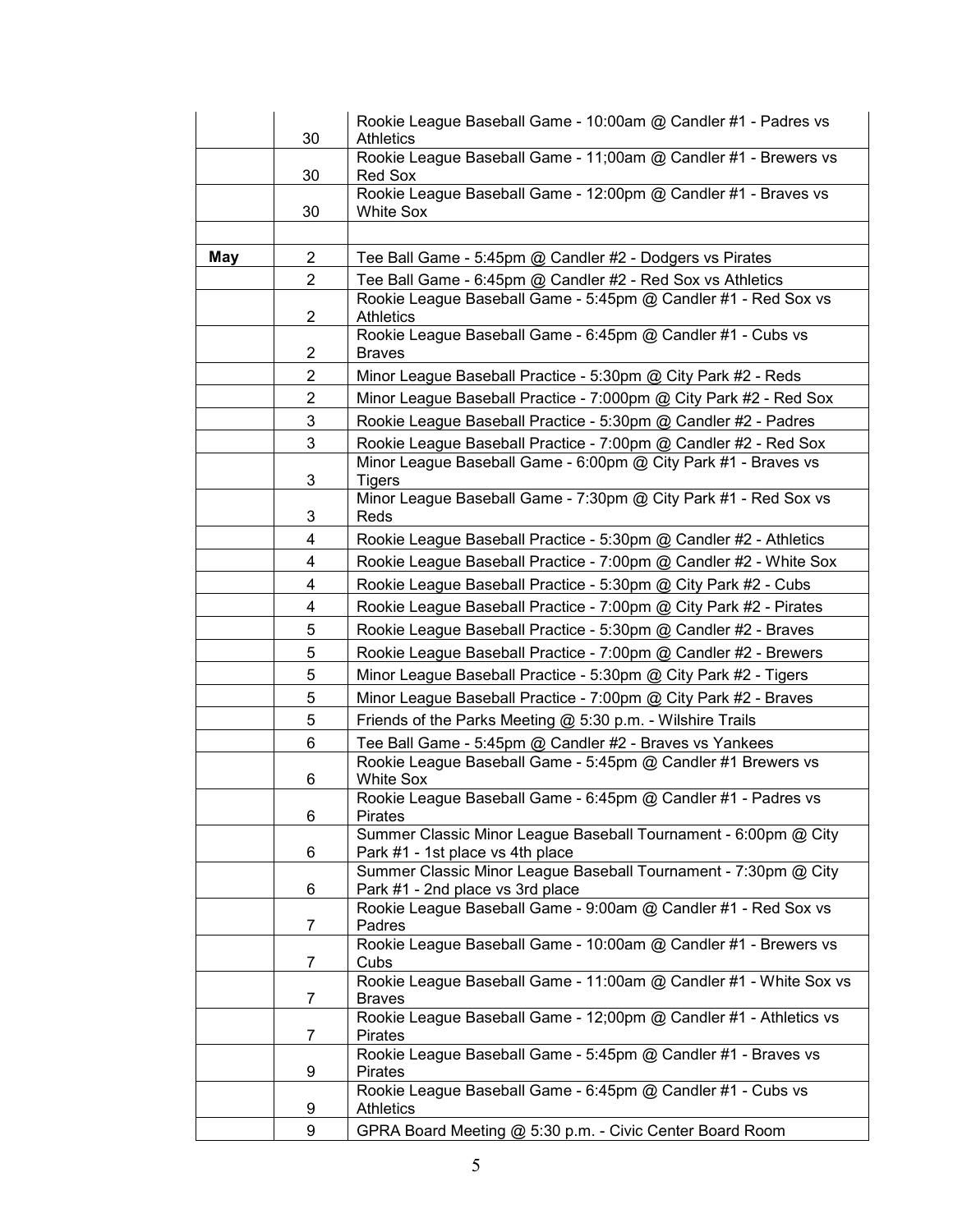| | | |
|---|---|---|
| | 30 | Rookie League Baseball Game - 10:00am @ Candler #1 - Padres vs Athletics |
| | 30 | Rookie League Baseball Game - 11;00am @ Candler #1 - Brewers vs Red Sox |
| | 30 | Rookie League Baseball Game - 12:00pm @ Candler #1 - Braves vs White Sox |
| | | |
| **May** | 2 | Tee Ball Game - 5:45pm @ Candler #2 - Dodgers vs Pirates |
| | 2 | Tee Ball Game - 6:45pm @ Candler #2 - Red Sox vs Athletics |
| | 2 | Rookie League Baseball Game - 5:45pm @ Candler #1 - Red Sox vs Athletics |
| | 2 | Rookie League Baseball Game - 6:45pm @ Candler #1 - Cubs vs Braves |
| | 2 | Minor League Baseball Practice - 5:30pm @ City Park #2 - Reds |
| | 2 | Minor League Baseball Practice - 7:000pm @ City Park #2 - Red Sox |
| | 3 | Rookie League Baseball Practice - 5:30pm @ Candler #2 - Padres |
| | 3 | Rookie League Baseball Practice - 7:00pm @ Candler #2 - Red Sox |
| | 3 | Minor League Baseball Game - 6:00pm @ City Park #1 - Braves vs Tigers |
| | 3 | Minor League Baseball Game - 7:30pm @ City Park #1 - Red Sox vs Reds |
| | 4 | Rookie League Baseball Practice - 5:30pm @ Candler #2 - Athletics |
| | 4 | Rookie League Baseball Practice - 7:00pm @ Candler #2 - White Sox |
| | 4 | Rookie League Baseball Practice - 5:30pm @ City Park #2 - Cubs |
| | 4 | Rookie League Baseball Practice - 7:00pm @ City Park #2 - Pirates |
| | 5 | Rookie League Baseball Practice - 5:30pm @ Candler #2 - Braves |
| | 5 | Rookie League Baseball Practice - 7:00pm @ Candler #2 - Brewers |
| | 5 | Minor League Baseball Practice - 5:30pm @ City Park #2 - Tigers |
| | 5 | Minor League Baseball Practice - 7:00pm @ City Park #2 - Braves |
| | 5 | Friends of the Parks Meeting @ 5:30 p.m. - Wilshire Trails |
| | 6 | Tee Ball Game - 5:45pm @ Candler #2 - Braves vs Yankees |
| | 6 | Rookie League Baseball Game - 5:45pm @ Candler #1 Brewers vs White Sox |
| | 6 | Rookie League Baseball Game - 6:45pm @ Candler #1 - Padres vs Pirates |
| | 6 | Summer Classic Minor League Baseball Tournament - 6:00pm @ City Park #1 - 1st place vs 4th place |
| | 6 | Summer Classic Minor League Baseball Tournament - 7:30pm @ City Park #1 - 2nd place vs 3rd place |
| | 7 | Rookie League Baseball Game - 9:00am @ Candler #1 - Red Sox vs Padres |
| | 7 | Rookie League Baseball Game - 10:00am @ Candler #1 - Brewers vs Cubs |
| | 7 | Rookie League Baseball Game - 11:00am @ Candler #1 - White Sox vs Braves |
| | 7 | Rookie League Baseball Game - 12;00pm @ Candler #1 - Athletics vs Pirates |
| | 9 | Rookie League Baseball Game - 5:45pm @ Candler #1 - Braves vs Pirates |
| | 9 | Rookie League Baseball Game - 6:45pm @ Candler #1 - Cubs vs Athletics |
| | 9 | GPRA Board Meeting @ 5:30 p.m. - Civic Center Board Room |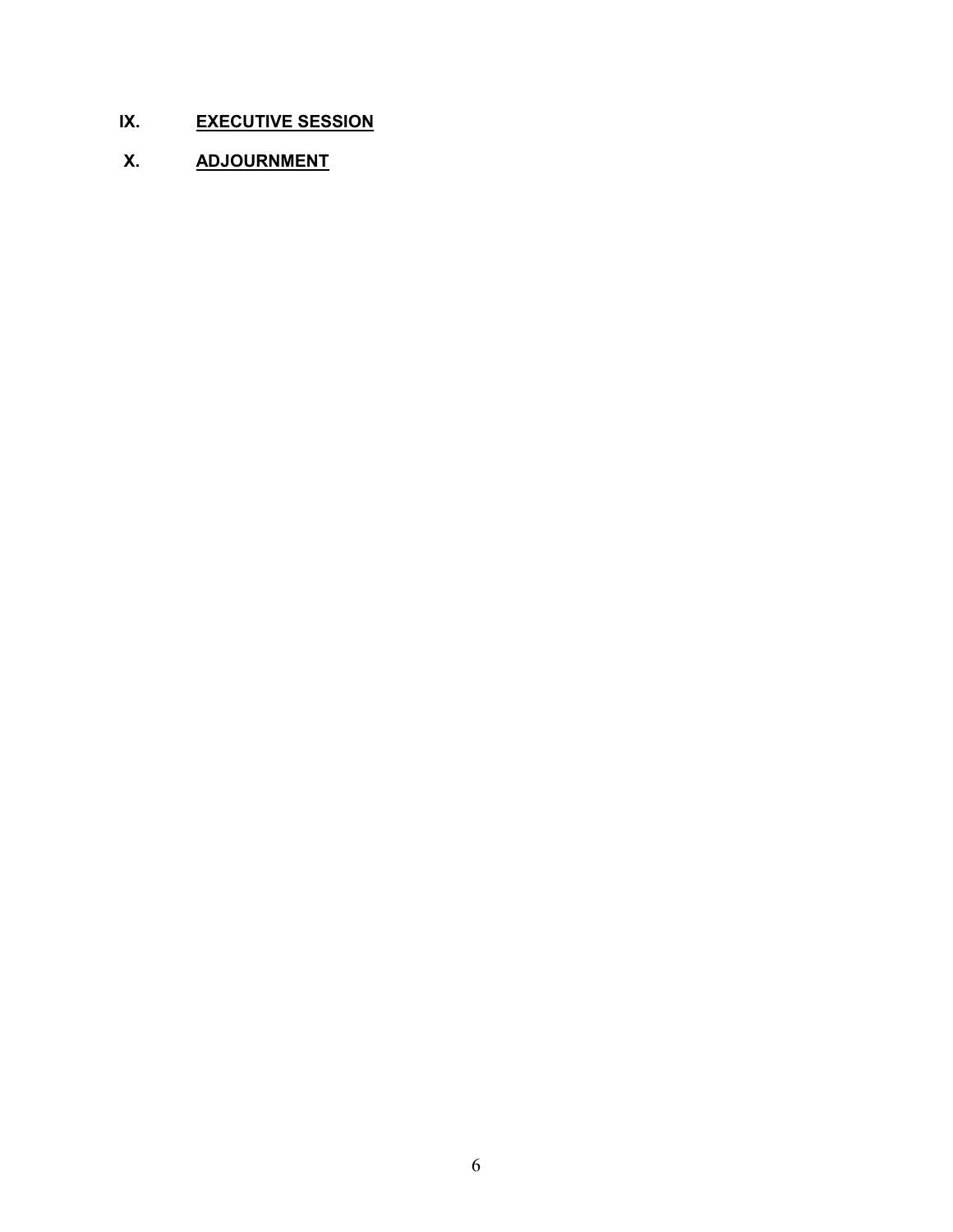## IX. **EXECUTIVE SESSION**

## X. **ADJOURNMENT**